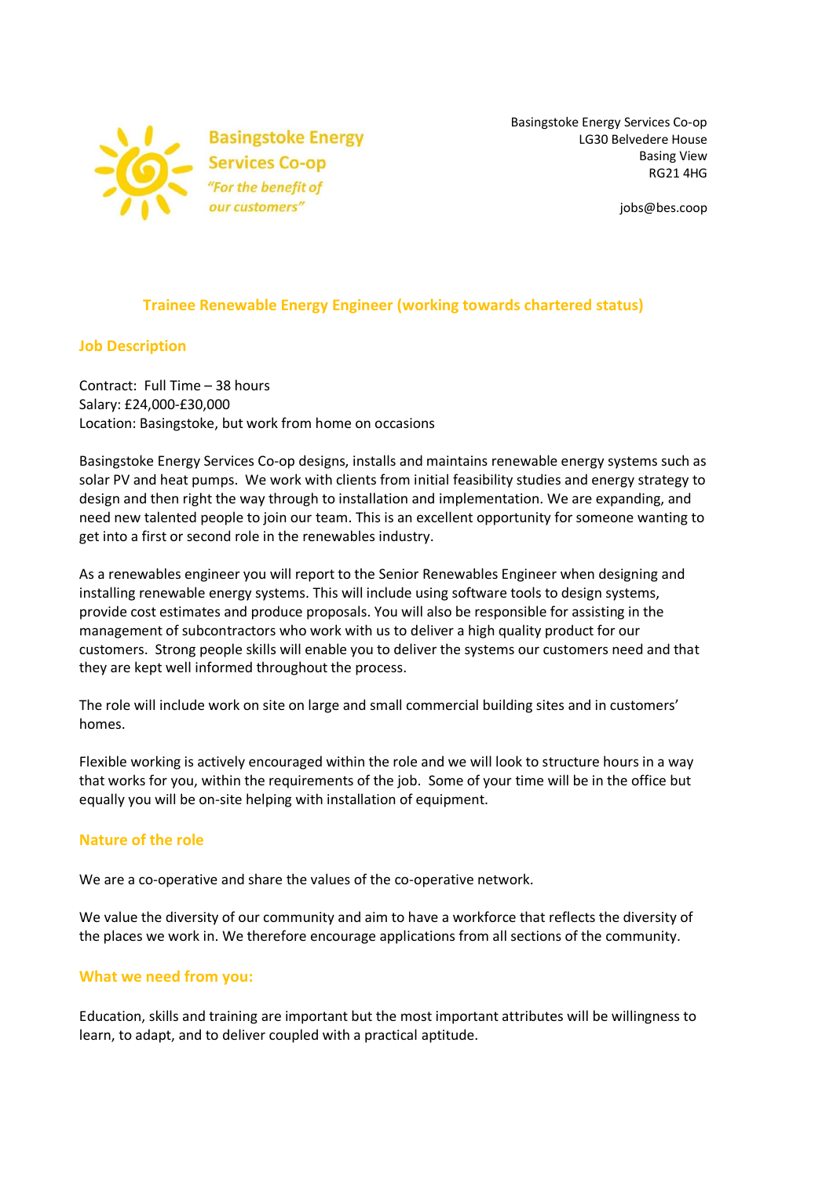**Basingstoke Energy Services Co-op**
*"For the benefit of our customers"*

Basingstoke Energy Services Co-op
LG30 Belvedere House
Basing View
RG21 4HG

jobs@bes.coop

# Trainee Renewable Energy Engineer (working towards chartered status)

## Job Description

Contract: Full Time – 38 hours
Salary: £24,000-£30,000
Location: Basingstoke, but work from home on occasions

Basingstoke Energy Services Co-op designs, installs and maintains renewable energy systems such as solar PV and heat pumps. We work with clients from initial feasibility studies and energy strategy to design and then right the way through to installation and implementation. We are expanding, and need new talented people to join our team. This is an excellent opportunity for someone wanting to get into a first or second role in the renewables industry.

As a renewables engineer you will report to the Senior Renewables Engineer when designing and installing renewable energy systems. This will include using software tools to design systems, provide cost estimates and produce proposals. You will also be responsible for assisting in the management of subcontractors who work with us to deliver a high quality product for our customers. Strong people skills will enable you to deliver the systems our customers need and that they are kept well informed throughout the process.

The role will include work on site on large and small commercial building sites and in customers' homes.

Flexible working is actively encouraged within the role and we will look to structure hours in a way that works for you, within the requirements of the job. Some of your time will be in the office but equally you will be on-site helping with installation of equipment.

## Nature of the role

We are a co-operative and share the values of the co-operative network.

We value the diversity of our community and aim to have a workforce that reflects the diversity of the places we work in. We therefore encourage applications from all sections of the community.

## What we need from you:

Education, skills and training are important but the most important attributes will be willingness to learn, to adapt, and to deliver coupled with a practical aptitude.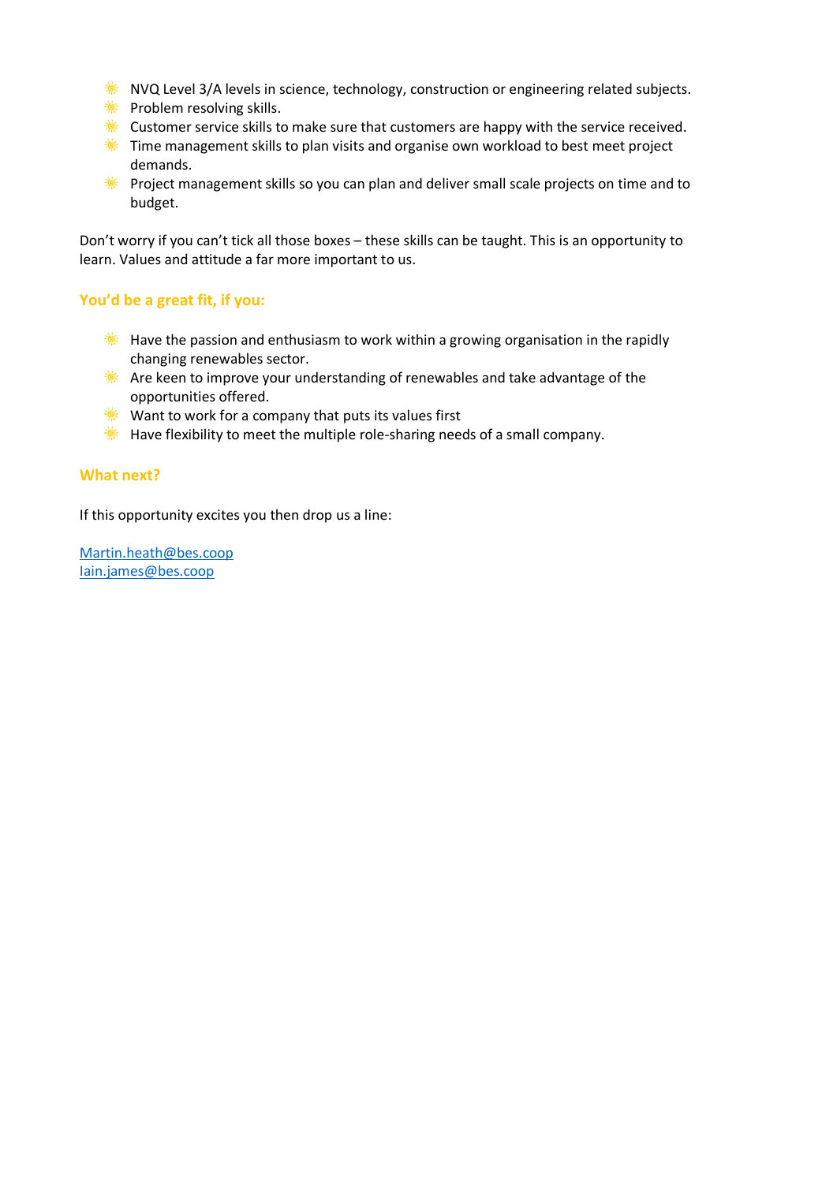- NVQ Level 3/A levels in science, technology, construction or engineering related subjects.
- Problem resolving skills.
- Customer service skills to make sure that customers are happy with the service received.
- Time management skills to plan visits and organise own workload to best meet project demands.
- Project management skills so you can plan and deliver small scale projects on time and to budget.

Don't worry if you can't tick all those boxes – these skills can be taught. This is an opportunity to learn. Values and attitude a far more important to us.

## You'd be a great fit, if you:

- Have the passion and enthusiasm to work within a growing organisation in the rapidly changing renewables sector.
- Are keen to improve your understanding of renewables and take advantage of the opportunities offered.
- Want to work for a company that puts its values first
- Have flexibility to meet the multiple role-sharing needs of a small company.

## What next?

If this opportunity excites you then drop us a line:

Martin.heath@bes.coop
Iain.james@bes.coop